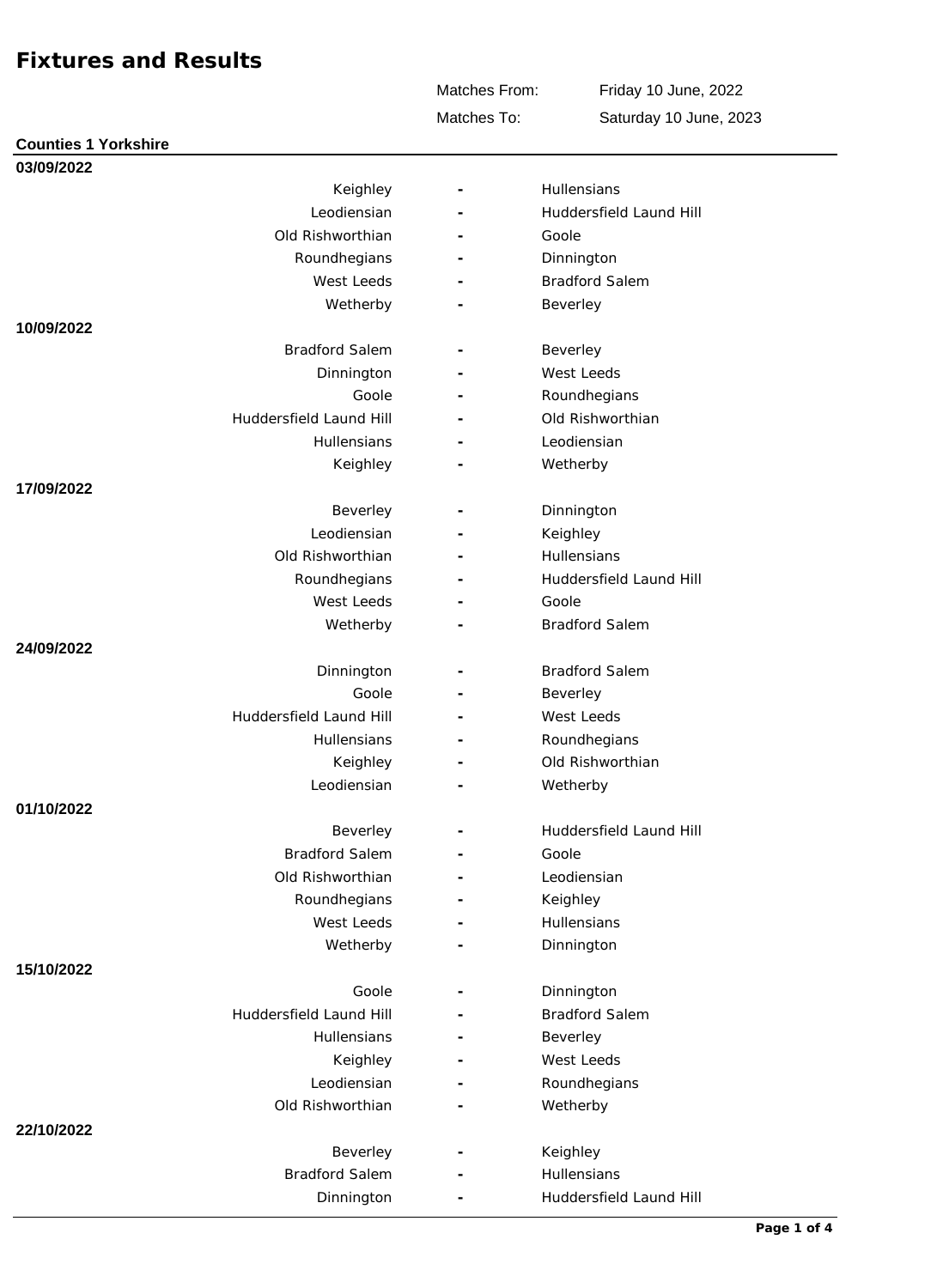# Fixtures and Results

Matches From: Friday 10 June, 2022

Matches To: Saturday 10 June, 2023

## Counties 1 Yorkshire

### 03/09/2022

| Home | | Away |
|---|---|---|
| Keighley | - | Hullensians |
| Leodiensian | - | Huddersfield Laund Hill |
| Old Rishworthian | - | Goole |
| Roundhegians | - | Dinnington |
| West Leeds | - | Bradford Salem |
| Wetherby | - | Beverley |

### 10/09/2022

| Home | | Away |
|---|---|---|
| Bradford Salem | - | Beverley |
| Dinnington | - | West Leeds |
| Goole | - | Roundhegians |
| Huddersfield Laund Hill | - | Old Rishworthian |
| Hullensians | - | Leodiensian |
| Keighley | - | Wetherby |

### 17/09/2022

| Home | | Away |
|---|---|---|
| Beverley | - | Dinnington |
| Leodiensian | - | Keighley |
| Old Rishworthian | - | Hullensians |
| Roundhegians | - | Huddersfield Laund Hill |
| West Leeds | - | Goole |
| Wetherby | - | Bradford Salem |

### 24/09/2022

| Home | | Away |
|---|---|---|
| Dinnington | - | Bradford Salem |
| Goole | - | Beverley |
| Huddersfield Laund Hill | - | West Leeds |
| Hullensians | - | Roundhegians |
| Keighley | - | Old Rishworthian |
| Leodiensian | - | Wetherby |

### 01/10/2022

| Home | | Away |
|---|---|---|
| Beverley | - | Huddersfield Laund Hill |
| Bradford Salem | - | Goole |
| Old Rishworthian | - | Leodiensian |
| Roundhegians | - | Keighley |
| West Leeds | - | Hullensians |
| Wetherby | - | Dinnington |

### 15/10/2022

| Home | | Away |
|---|---|---|
| Goole | - | Dinnington |
| Huddersfield Laund Hill | - | Bradford Salem |
| Hullensians | - | Beverley |
| Keighley | - | West Leeds |
| Leodiensian | - | Roundhegians |
| Old Rishworthian | - | Wetherby |

### 22/10/2022

| Home | | Away |
|---|---|---|
| Beverley | - | Keighley |
| Bradford Salem | - | Hullensians |
| Dinnington | - | Huddersfield Laund Hill |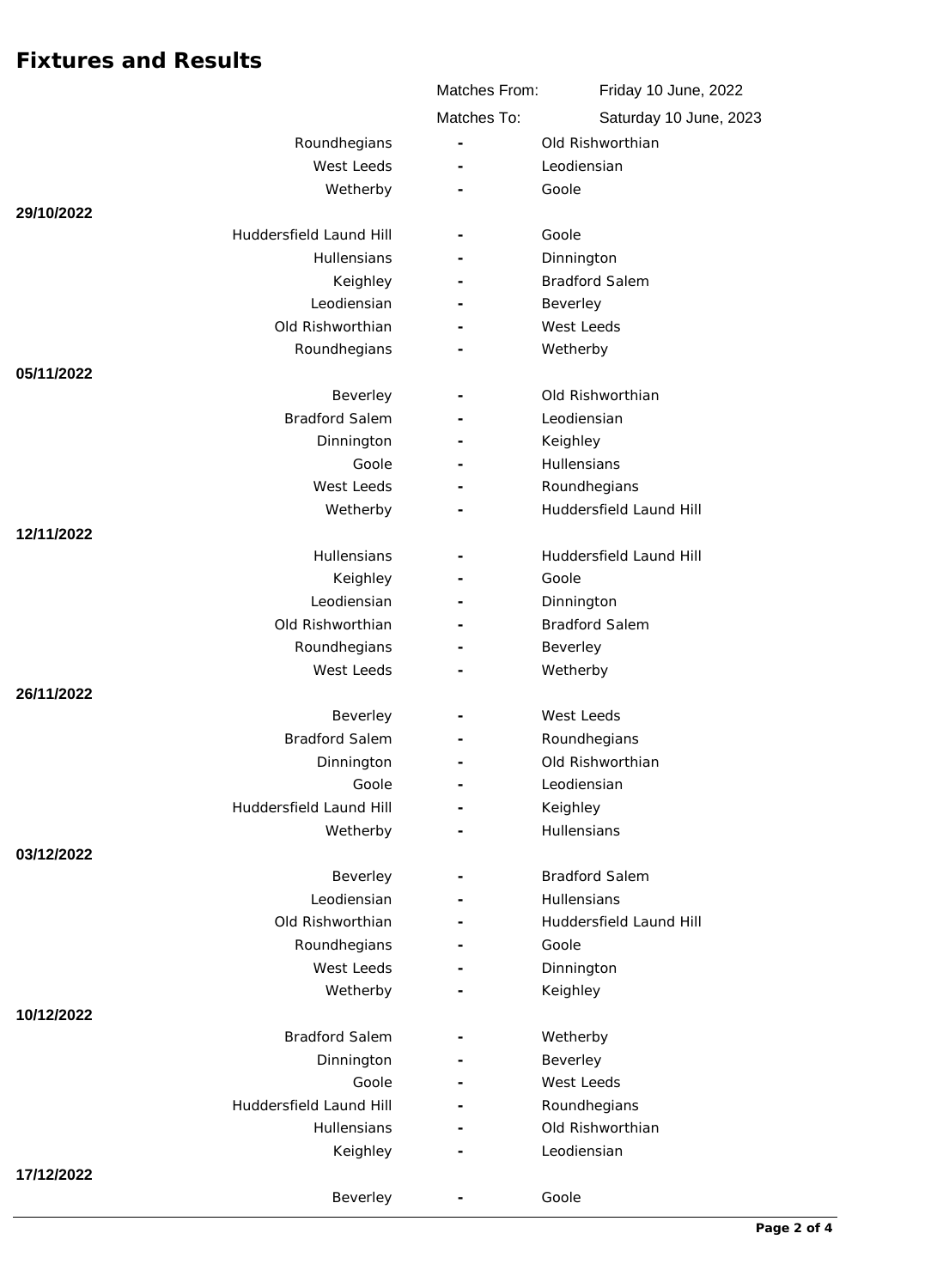# Fixtures and Results

Matches From: Friday 10 June, 2022

Matches To: Saturday 10 June, 2023

| Date | Home | | Away |
|---|---|---|---|
| | Roundhegians | - | Old Rishworthian |
| | West Leeds | - | Leodiensian |
| | Wetherby | - | Goole |
| **29/10/2022** | | | |
| | Huddersfield Laund Hill | - | Goole |
| | Hullensians | - | Dinnington |
| | Keighley | - | Bradford Salem |
| | Leodiensian | - | Beverley |
| | Old Rishworthian | - | West Leeds |
| | Roundhegians | - | Wetherby |
| **05/11/2022** | | | |
| | Beverley | - | Old Rishworthian |
| | Bradford Salem | - | Leodiensian |
| | Dinnington | - | Keighley |
| | Goole | - | Hullensians |
| | West Leeds | - | Roundhegians |
| | Wetherby | - | Huddersfield Laund Hill |
| **12/11/2022** | | | |
| | Hullensians | - | Huddersfield Laund Hill |
| | Keighley | - | Goole |
| | Leodiensian | - | Dinnington |
| | Old Rishworthian | - | Bradford Salem |
| | Roundhegians | - | Beverley |
| | West Leeds | - | Wetherby |
| **26/11/2022** | | | |
| | Beverley | - | West Leeds |
| | Bradford Salem | - | Roundhegians |
| | Dinnington | - | Old Rishworthian |
| | Goole | - | Leodiensian |
| | Huddersfield Laund Hill | - | Keighley |
| | Wetherby | - | Hullensians |
| **03/12/2022** | | | |
| | Beverley | - | Bradford Salem |
| | Leodiensian | - | Hullensians |
| | Old Rishworthian | - | Huddersfield Laund Hill |
| | Roundhegians | - | Goole |
| | West Leeds | - | Dinnington |
| | Wetherby | - | Keighley |
| **10/12/2022** | | | |
| | Bradford Salem | - | Wetherby |
| | Dinnington | - | Beverley |
| | Goole | - | West Leeds |
| | Huddersfield Laund Hill | - | Roundhegians |
| | Hullensians | - | Old Rishworthian |
| | Keighley | - | Leodiensian |
| **17/12/2022** | | | |
| | Beverley | - | Goole |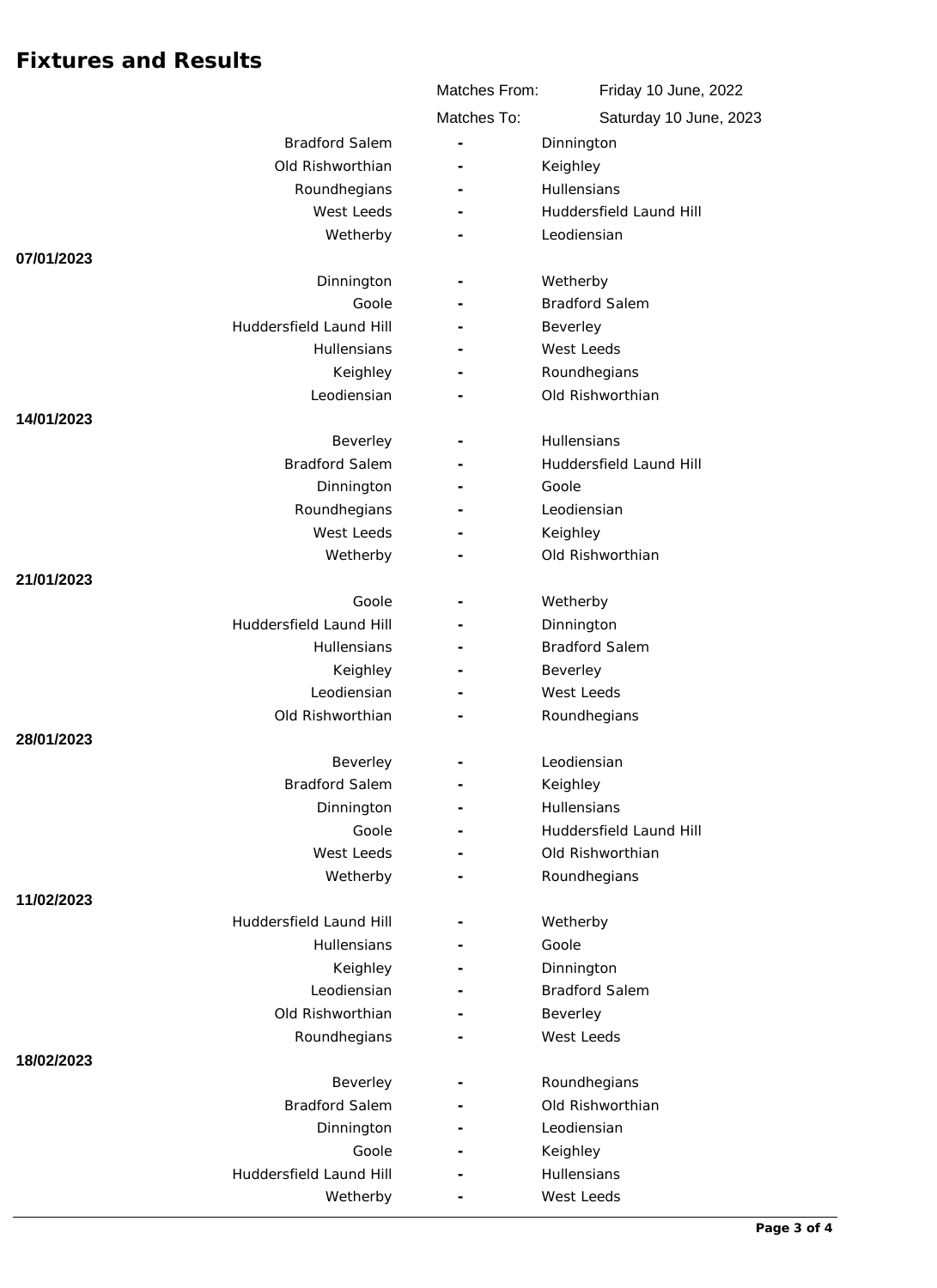# Fixtures and Results

Matches From: Friday 10 June, 2022

Matches To: Saturday 10 June, 2023

| Home | | Away |
|---|---|---|
| Bradford Salem | - | Dinnington |
| Old Rishworthian | - | Keighley |
| Roundhegians | - | Hullensians |
| West Leeds | - | Huddersfield Laund Hill |
| Wetherby | - | Leodiensian |

**07/01/2023**

| Home | | Away |
|---|---|---|
| Dinnington | - | Wetherby |
| Goole | - | Bradford Salem |
| Huddersfield Laund Hill | - | Beverley |
| Hullensians | - | West Leeds |
| Keighley | - | Roundhegians |
| Leodiensian | - | Old Rishworthian |

**14/01/2023**

| Home | | Away |
|---|---|---|
| Beverley | - | Hullensians |
| Bradford Salem | - | Huddersfield Laund Hill |
| Dinnington | - | Goole |
| Roundhegians | - | Leodiensian |
| West Leeds | - | Keighley |
| Wetherby | - | Old Rishworthian |

**21/01/2023**

| Home | | Away |
|---|---|---|
| Goole | - | Wetherby |
| Huddersfield Laund Hill | - | Dinnington |
| Hullensians | - | Bradford Salem |
| Keighley | - | Beverley |
| Leodiensian | - | West Leeds |
| Old Rishworthian | - | Roundhegians |

**28/01/2023**

| Home | | Away |
|---|---|---|
| Beverley | - | Leodiensian |
| Bradford Salem | - | Keighley |
| Dinnington | - | Hullensians |
| Goole | - | Huddersfield Laund Hill |
| West Leeds | - | Old Rishworthian |
| Wetherby | - | Roundhegians |

**11/02/2023**

| Home | | Away |
|---|---|---|
| Huddersfield Laund Hill | - | Wetherby |
| Hullensians | - | Goole |
| Keighley | - | Dinnington |
| Leodiensian | - | Bradford Salem |
| Old Rishworthian | - | Beverley |
| Roundhegians | - | West Leeds |

**18/02/2023**

| Home | | Away |
|---|---|---|
| Beverley | - | Roundhegians |
| Bradford Salem | - | Old Rishworthian |
| Dinnington | - | Leodiensian |
| Goole | - | Keighley |
| Huddersfield Laund Hill | - | Hullensians |
| Wetherby | - | West Leeds |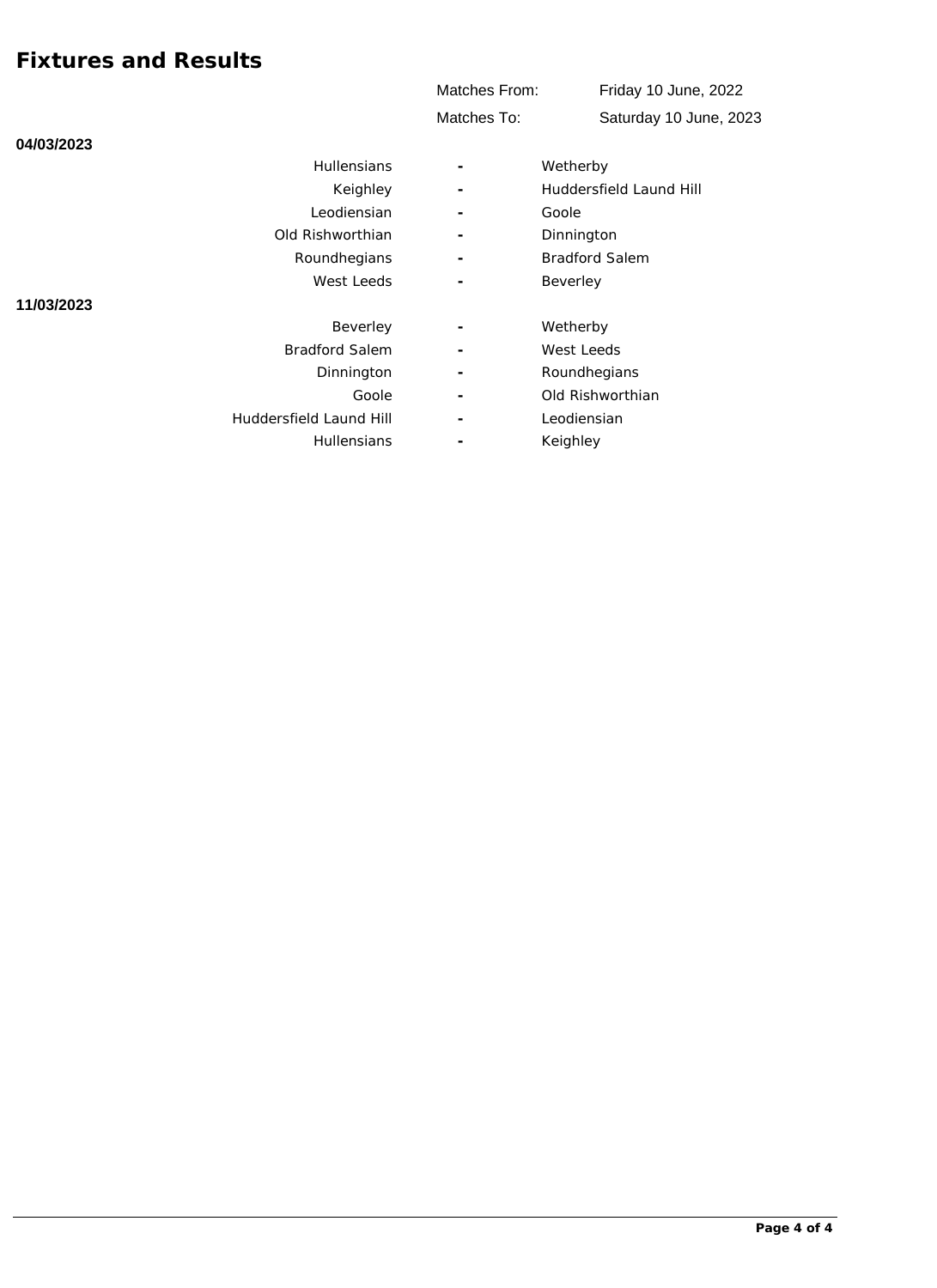# Fixtures and Results

| | |
|---|---|
| Matches From: | Friday 10 June, 2022 |
| Matches To: | Saturday 10 June, 2023 |

**04/03/2023**

| | | |
|---|---|---|
| Hullensians | - | Wetherby |
| Keighley | - | Huddersfield Laund Hill |
| Leodiensian | - | Goole |
| Old Rishworthian | - | Dinnington |
| Roundhegians | - | Bradford Salem |
| West Leeds | - | Beverley |

**11/03/2023**

| | | |
|---|---|---|
| Beverley | - | Wetherby |
| Bradford Salem | - | West Leeds |
| Dinnington | - | Roundhegians |
| Goole | - | Old Rishworthian |
| Huddersfield Laund Hill | - | Leodiensian |
| Hullensians | - | Keighley |